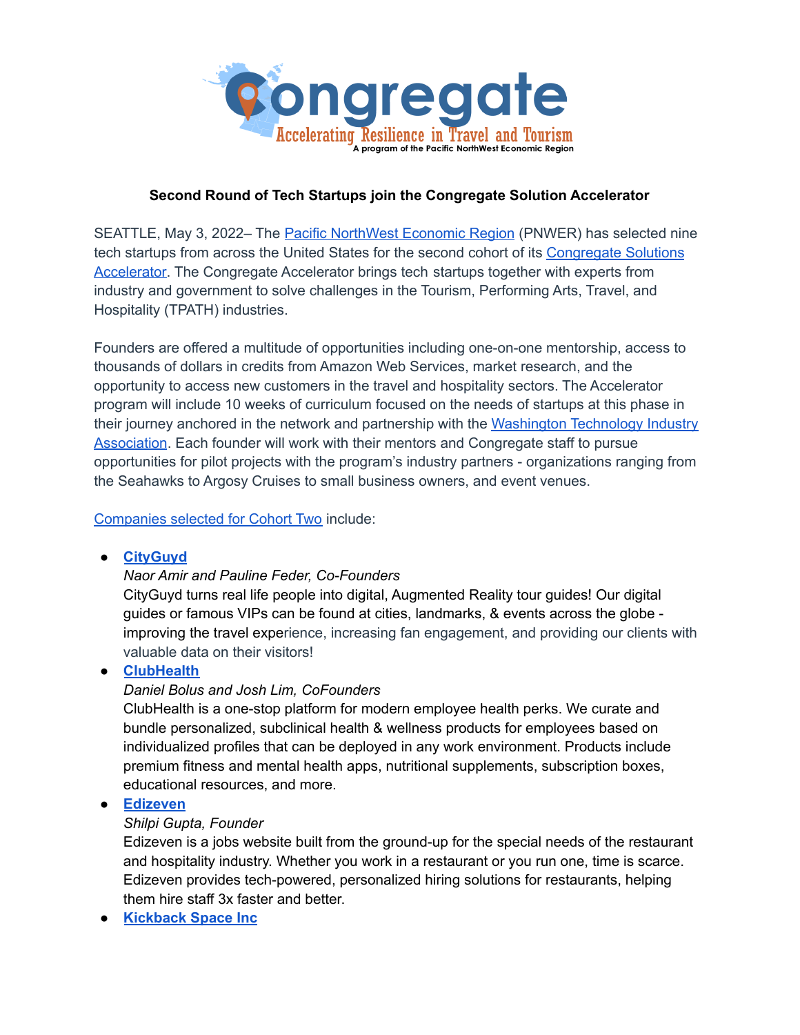Congregate

Accelerating Resilience in Travel and Tourism

A program of the Pacific NorthWest Economic Region

**Second Round of Tech Startups join the Congregate Solution Accelerator**

SEATTLE, May 3, 2022– The Pacific NorthWest Economic Region (PNWER) has selected nine tech startups from across the United States for the second cohort of its Congregate Solutions Accelerator. The Congregate Accelerator brings tech startups together with experts from industry and government to solve challenges in the Tourism, Performing Arts, Travel, and Hospitality (TPATH) industries.

Founders are offered a multitude of opportunities including one-on-one mentorship, access to thousands of dollars in credits from Amazon Web Services, market research, and the opportunity to access new customers in the travel and hospitality sectors. The Accelerator program will include 10 weeks of curriculum focused on the needs of startups at this phase in their journey anchored in the network and partnership with the Washington Technology Industry Association. Each founder will work with their mentors and Congregate staff to pursue opportunities for pilot projects with the program's industry partners - organizations ranging from the Seahawks to Argosy Cruises to small business owners, and event venues.

Companies selected for Cohort Two include:

- **CityGuyd**
  *Naor Amir and Pauline Feder, Co-Founders*
  CityGuyd turns real life people into digital, Augmented Reality tour guides! Our digital guides or famous VIPs can be found at cities, landmarks, & events across the globe - improving the travel experience, increasing fan engagement, and providing our clients with valuable data on their visitors!
- **ClubHealth**
  *Daniel Bolus and Josh Lim, CoFounders*
  ClubHealth is a one-stop platform for modern employee health perks. We curate and bundle personalized, subclinical health & wellness products for employees based on individualized profiles that can be deployed in any work environment. Products include premium fitness and mental health apps, nutritional supplements, subscription boxes, educational resources, and more.
- **Edizeven**
  *Shilpi Gupta, Founder*
  Edizeven is a jobs website built from the ground-up for the special needs of the restaurant and hospitality industry. Whether you work in a restaurant or you run one, time is scarce. Edizeven provides tech-powered, personalized hiring solutions for restaurants, helping them hire staff 3x faster and better.
- **Kickback Space Inc**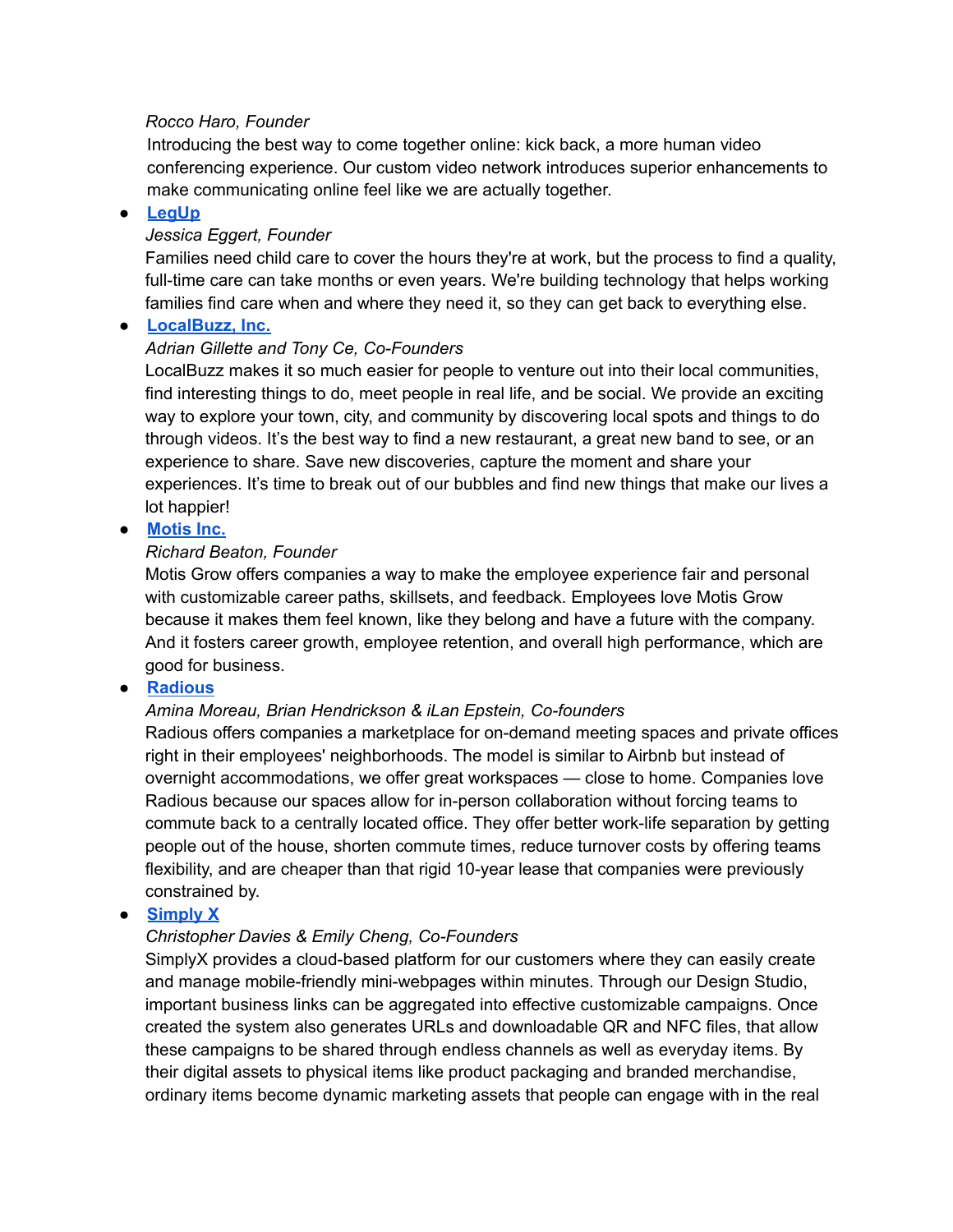*Rocco Haro, Founder*
Introducing the best way to come together online: kick back, a more human video conferencing experience. Our custom video network introduces superior enhancements to make communicating online feel like we are actually together.

- **LegUp**
  *Jessica Eggert, Founder*
  Families need child care to cover the hours they're at work, but the process to find a quality, full-time care can take months or even years. We're building technology that helps working families find care when and where they need it, so they can get back to everything else.
- **LocalBuzz, Inc.**
  *Adrian Gillette and Tony Ce, Co-Founders*
  LocalBuzz makes it so much easier for people to venture out into their local communities, find interesting things to do, meet people in real life, and be social. We provide an exciting way to explore your town, city, and community by discovering local spots and things to do through videos. It's the best way to find a new restaurant, a great new band to see, or an experience to share. Save new discoveries, capture the moment and share your experiences. It's time to break out of our bubbles and find new things that make our lives a lot happier!
- **Motis Inc.**
  *Richard Beaton, Founder*
  Motis Grow offers companies a way to make the employee experience fair and personal with customizable career paths, skillsets, and feedback. Employees love Motis Grow because it makes them feel known, like they belong and have a future with the company. And it fosters career growth, employee retention, and overall high performance, which are good for business.
- **Radious**
  *Amina Moreau, Brian Hendrickson & iLan Epstein, Co-founders*
  Radious offers companies a marketplace for on-demand meeting spaces and private offices right in their employees' neighborhoods. The model is similar to Airbnb but instead of overnight accommodations, we offer great workspaces — close to home. Companies love Radious because our spaces allow for in-person collaboration without forcing teams to commute back to a centrally located office. They offer better work-life separation by getting people out of the house, shorten commute times, reduce turnover costs by offering teams flexibility, and are cheaper than that rigid 10-year lease that companies were previously constrained by.
- **Simply X**
  *Christopher Davies & Emily Cheng, Co-Founders*
  SimplyX provides a cloud-based platform for our customers where they can easily create and manage mobile-friendly mini-webpages within minutes. Through our Design Studio, important business links can be aggregated into effective customizable campaigns. Once created the system also generates URLs and downloadable QR and NFC files, that allow these campaigns to be shared through endless channels as well as everyday items. By their digital assets to physical items like product packaging and branded merchandise, ordinary items become dynamic marketing assets that people can engage with in the real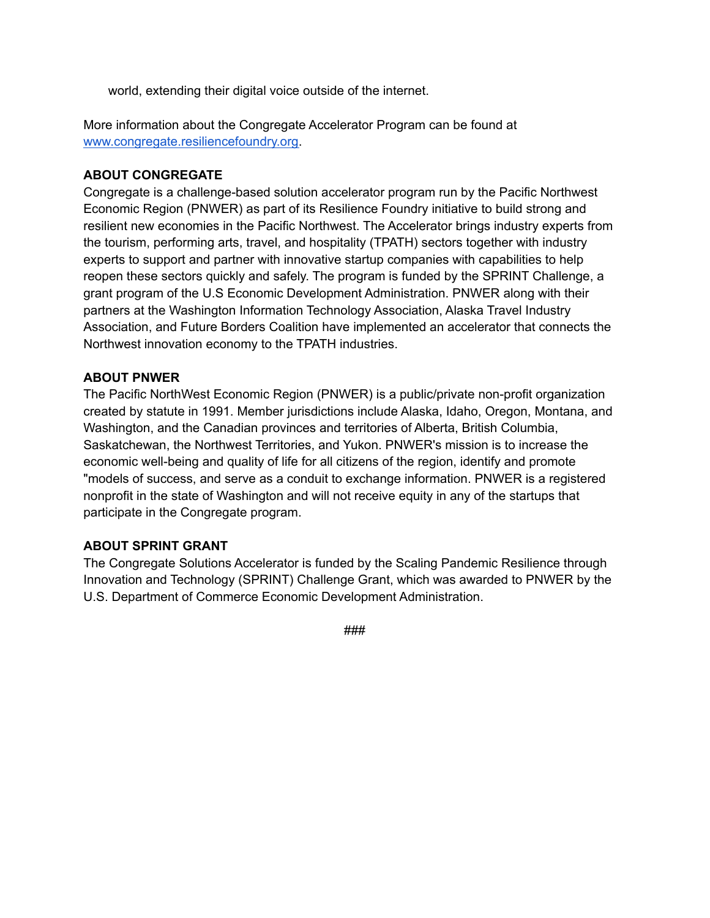world, extending their digital voice outside of the internet.

More information about the Congregate Accelerator Program can be found at [www.congregate.resiliencefoundry.org](http://www.congregate.resiliencefoundry.org).

**ABOUT CONGREGATE**
Congregate is a challenge-based solution accelerator program run by the Pacific Northwest Economic Region (PNWER) as part of its Resilience Foundry initiative to build strong and resilient new economies in the Pacific Northwest. The Accelerator brings industry experts from the tourism, performing arts, travel, and hospitality (TPATH) sectors together with industry experts to support and partner with innovative startup companies with capabilities to help reopen these sectors quickly and safely. The program is funded by the SPRINT Challenge, a grant program of the U.S Economic Development Administration. PNWER along with their partners at the Washington Information Technology Association, Alaska Travel Industry Association, and Future Borders Coalition have implemented an accelerator that connects the Northwest innovation economy to the TPATH industries.

**ABOUT PNWER**
The Pacific NorthWest Economic Region (PNWER) is a public/private non-profit organization created by statute in 1991. Member jurisdictions include Alaska, Idaho, Oregon, Montana, and Washington, and the Canadian provinces and territories of Alberta, British Columbia, Saskatchewan, the Northwest Territories, and Yukon. PNWER's mission is to increase the economic well-being and quality of life for all citizens of the region, identify and promote "models of success, and serve as a conduit to exchange information. PNWER is a registered nonprofit in the state of Washington and will not receive equity in any of the startups that participate in the Congregate program.

**ABOUT SPRINT GRANT**
The Congregate Solutions Accelerator is funded by the Scaling Pandemic Resilience through Innovation and Technology (SPRINT) Challenge Grant, which was awarded to PNWER by the U.S. Department of Commerce Economic Development Administration.

###